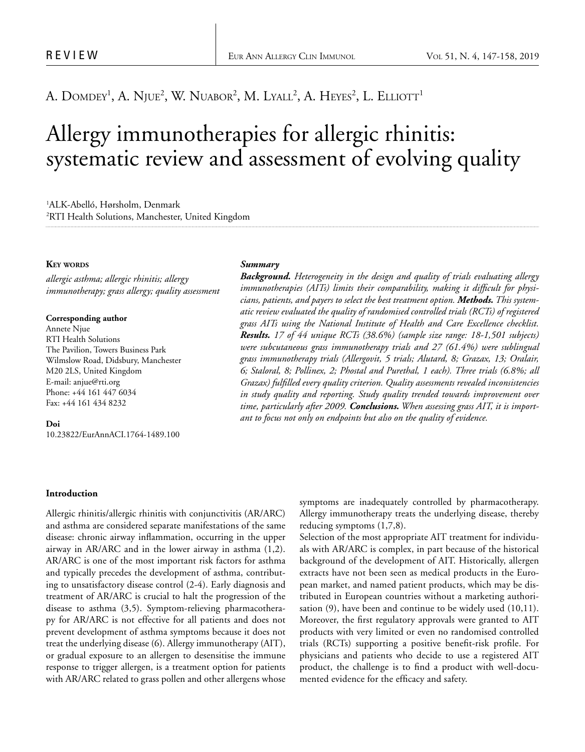A. Domdey[1], A. Njue[2], W. Nuabor[2], M. Lyall[2], A. Heyes[2], L. Elliott[1]

# Allergy immunotherapies for allergic rhinitis: systematic review and assessment of evolving quality

[1]ALK-Abelló, Hørsholm, Denmark
[2]RTI Health Solutions, Manchester, United Kingdom

**Key words**

*allergic asthma; allergic rhinitis; allergy immunotherapy; grass allergy; quality assessment*

**Corresponding author**
Annete Njue
RTI Health Solutions
The Pavilion, Towers Business Park
Wilmslow Road, Didsbury, Manchester
M20 2LS, United Kingdom
E-mail: anjue@rti.org
Phone: +44 161 447 6034
Fax: +44 161 434 8232

**Doi**
10.23822/EurAnnACI.1764-1489.100

***Summary***

***Background.*** *Heterogeneity in the design and quality of trials evaluating allergy immunotherapies (AITs) limits their comparability, making it difficult for physicians, patients, and payers to select the best treatment option.* ***Methods.*** *This systematic review evaluated the quality of randomised controlled trials (RCTs) of registered grass AITs using the National Institute of Health and Care Excellence checklist.* ***Results.*** *17 of 44 unique RCTs (38.6%) (sample size range: 18-1,501 subjects) were subcutaneous grass immunotherapy trials and 27 (61.4%) were sublingual grass immunotherapy trials (Allergovit, 5 trials; Alutard, 8; Grazax, 13; Oralair, 6; Staloral, 8; Pollinex, 2; Phostal and Purethal, 1 each). Three trials (6.8%; all Grazax) fulfilled every quality criterion. Quality assessments revealed inconsistencies in study quality and reporting. Study quality trended towards improvement over time, particularly after 2009.* ***Conclusions.*** *When assessing grass AIT, it is important to focus not only on endpoints but also on the quality of evidence.*

## Introduction

Allergic rhinitis/allergic rhinitis with conjunctivitis (AR/ARC) and asthma are considered separate manifestations of the same disease: chronic airway inflammation, occurring in the upper airway in AR/ARC and in the lower airway in asthma (1,2). AR/ARC is one of the most important risk factors for asthma and typically precedes the development of asthma, contributing to unsatisfactory disease control (2-4). Early diagnosis and treatment of AR/ARC is crucial to halt the progression of the disease to asthma (3,5). Symptom-relieving pharmacotherapy for AR/ARC is not effective for all patients and does not prevent development of asthma symptoms because it does not treat the underlying disease (6). Allergy immunotherapy (AIT), or gradual exposure to an allergen to desensitise the immune response to trigger allergen, is a treatment option for patients with AR/ARC related to grass pollen and other allergens whose symptoms are inadequately controlled by pharmacotherapy. Allergy immunotherapy treats the underlying disease, thereby reducing symptoms (1,7,8).

Selection of the most appropriate AIT treatment for individuals with AR/ARC is complex, in part because of the historical background of the development of AIT. Historically, allergen extracts have not been seen as medical products in the European market, and named patient products, which may be distributed in European countries without a marketing authorisation (9), have been and continue to be widely used (10,11). Moreover, the first regulatory approvals were granted to AIT products with very limited or even no randomised controlled trials (RCTs) supporting a positive benefit-risk profile. For physicians and patients who decide to use a registered AIT product, the challenge is to find a product with well-documented evidence for the efficacy and safety.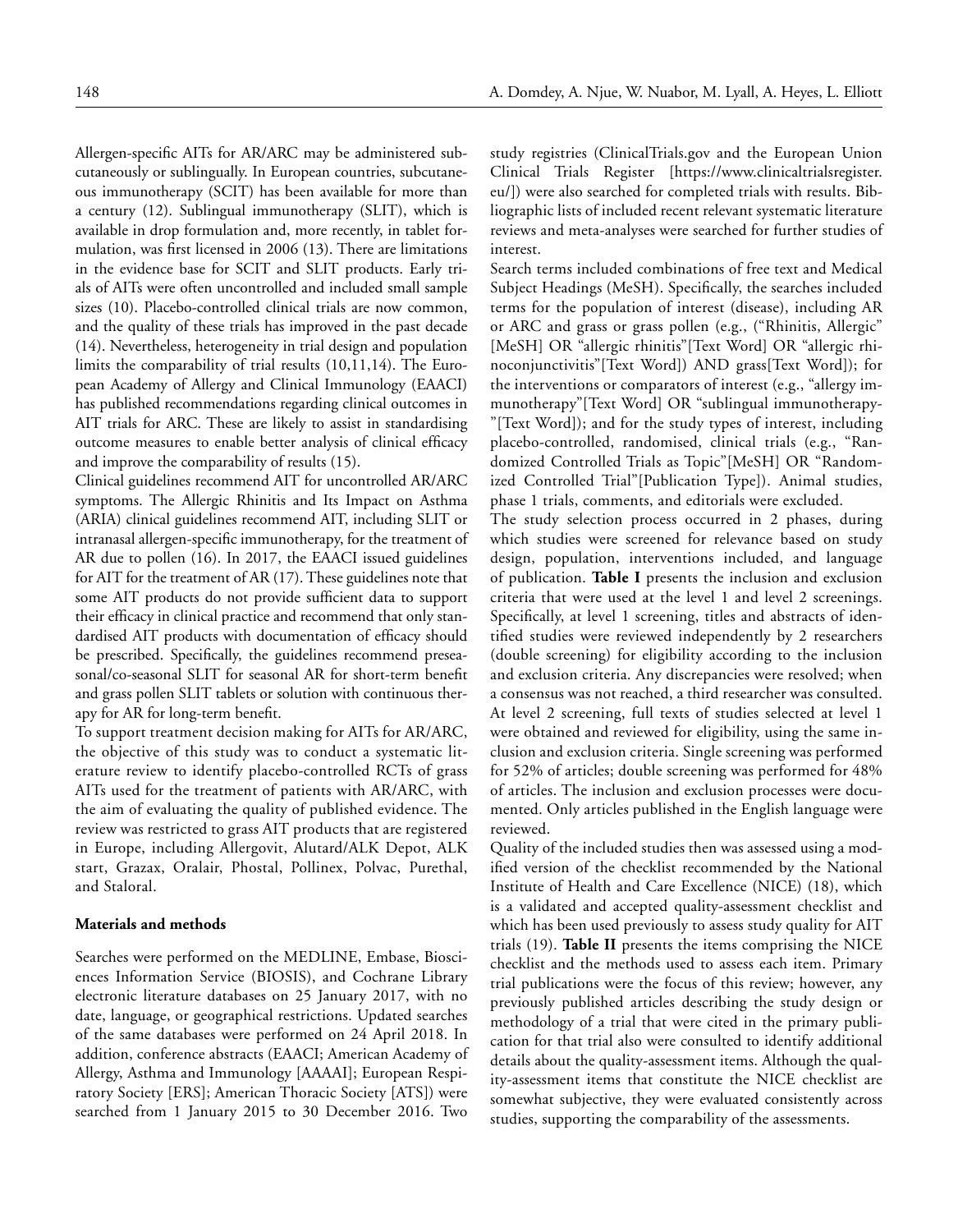Allergen-specific AITs for AR/ARC may be administered subcutaneously or sublingually. In European countries, subcutaneous immunotherapy (SCIT) has been available for more than a century (12). Sublingual immunotherapy (SLIT), which is available in drop formulation and, more recently, in tablet formulation, was first licensed in 2006 (13). There are limitations in the evidence base for SCIT and SLIT products. Early trials of AITs were often uncontrolled and included small sample sizes (10). Placebo-controlled clinical trials are now common, and the quality of these trials has improved in the past decade (14). Nevertheless, heterogeneity in trial design and population limits the comparability of trial results (10,11,14). The European Academy of Allergy and Clinical Immunology (EAACI) has published recommendations regarding clinical outcomes in AIT trials for ARC. These are likely to assist in standardising outcome measures to enable better analysis of clinical efficacy and improve the comparability of results (15).

Clinical guidelines recommend AIT for uncontrolled AR/ARC symptoms. The Allergic Rhinitis and Its Impact on Asthma (ARIA) clinical guidelines recommend AIT, including SLIT or intranasal allergen-specific immunotherapy, for the treatment of AR due to pollen (16). In 2017, the EAACI issued guidelines for AIT for the treatment of AR (17). These guidelines note that some AIT products do not provide sufficient data to support their efficacy in clinical practice and recommend that only standardised AIT products with documentation of efficacy should be prescribed. Specifically, the guidelines recommend preseasonal/co-seasonal SLIT for seasonal AR for short-term benefit and grass pollen SLIT tablets or solution with continuous therapy for AR for long-term benefit.

To support treatment decision making for AITs for AR/ARC, the objective of this study was to conduct a systematic literature review to identify placebo-controlled RCTs of grass AITs used for the treatment of patients with AR/ARC, with the aim of evaluating the quality of published evidence. The review was restricted to grass AIT products that are registered in Europe, including Allergovit, Alutard/ALK Depot, ALK start, Grazax, Oralair, Phostal, Pollinex, Polvac, Purethal, and Staloral.

**Materials and methods**

Searches were performed on the MEDLINE, Embase, Biosciences Information Service (BIOSIS), and Cochrane Library electronic literature databases on 25 January 2017, with no date, language, or geographical restrictions. Updated searches of the same databases were performed on 24 April 2018. In addition, conference abstracts (EAACI; American Academy of Allergy, Asthma and Immunology [AAAAI]; European Respiratory Society [ERS]; American Thoracic Society [ATS]) were searched from 1 January 2015 to 30 December 2016. Two study registries (ClinicalTrials.gov and the European Union Clinical Trials Register [https://www.clinicaltrialsregister.eu/]) were also searched for completed trials with results. Bibliographic lists of included recent relevant systematic literature reviews and meta-analyses were searched for further studies of interest.

Search terms included combinations of free text and Medical Subject Headings (MeSH). Specifically, the searches included terms for the population of interest (disease), including AR or ARC and grass or grass pollen (e.g., ("Rhinitis, Allergic" [MeSH] OR "allergic rhinitis"[Text Word] OR "allergic rhinoconjunctivitis"[Text Word]) AND grass[Text Word]); for the interventions or comparators of interest (e.g., "allergy immunotherapy"[Text Word] OR "sublingual immunotherapy-"[Text Word]); and for the study types of interest, including placebo-controlled, randomised, clinical trials (e.g., "Randomized Controlled Trials as Topic"[MeSH] OR "Randomized Controlled Trial"[Publication Type]). Animal studies, phase 1 trials, comments, and editorials were excluded.

The study selection process occurred in 2 phases, during which studies were screened for relevance based on study design, population, interventions included, and language of publication. **Table I** presents the inclusion and exclusion criteria that were used at the level 1 and level 2 screenings. Specifically, at level 1 screening, titles and abstracts of identified studies were reviewed independently by 2 researchers (double screening) for eligibility according to the inclusion and exclusion criteria. Any discrepancies were resolved; when a consensus was not reached, a third researcher was consulted. At level 2 screening, full texts of studies selected at level 1 were obtained and reviewed for eligibility, using the same inclusion and exclusion criteria. Single screening was performed for 52% of articles; double screening was performed for 48% of articles. The inclusion and exclusion processes were documented. Only articles published in the English language were reviewed.

Quality of the included studies then was assessed using a modified version of the checklist recommended by the National Institute of Health and Care Excellence (NICE) (18), which is a validated and accepted quality-assessment checklist and which has been used previously to assess study quality for AIT trials (19). **Table II** presents the items comprising the NICE checklist and the methods used to assess each item. Primary trial publications were the focus of this review; however, any previously published articles describing the study design or methodology of a trial that were cited in the primary publication for that trial also were consulted to identify additional details about the quality-assessment items. Although the quality-assessment items that constitute the NICE checklist are somewhat subjective, they were evaluated consistently across studies, supporting the comparability of the assessments.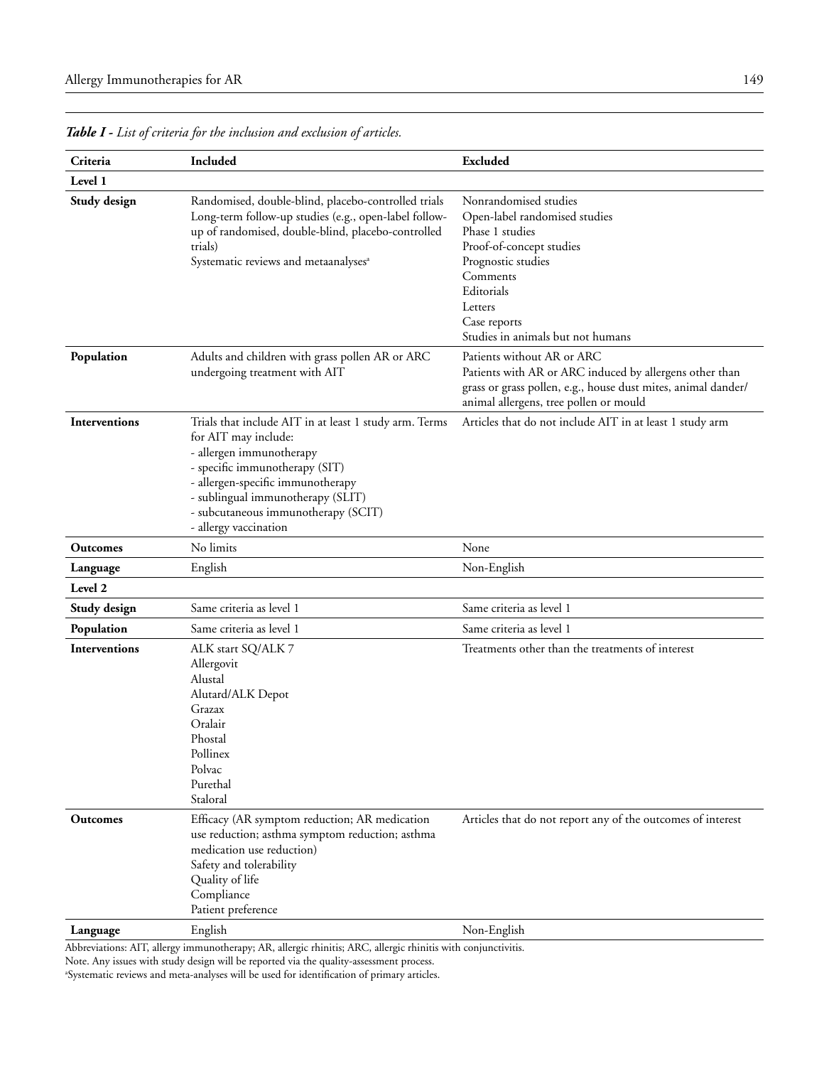***Table I** - List of criteria for the inclusion and exclusion of articles.*

| Criteria | Included | Excluded |
|---|---|---|
| **Level 1** | | |
| **Study design** | Randomised, double-blind, placebo-controlled trials<br>Long-term follow-up studies (e.g., open-label follow-up of randomised, double-blind, placebo-controlled trials)<br>Systematic reviews and metaanalyses[a] | Nonrandomised studies<br>Open-label randomised studies<br>Phase 1 studies<br>Proof-of-concept studies<br>Prognostic studies<br>Comments<br>Editorials<br>Letters<br>Case reports<br>Studies in animals but not humans |
| **Population** | Adults and children with grass pollen AR or ARC undergoing treatment with AIT | Patients without AR or ARC<br>Patients with AR or ARC induced by allergens other than grass or grass pollen, e.g., house dust mites, animal dander/animal allergens, tree pollen or mould |
| **Interventions** | Trials that include AIT in at least 1 study arm. Terms for AIT may include:<br>- allergen immunotherapy<br>- specific immunotherapy (SIT)<br>- allergen-specific immunotherapy<br>- sublingual immunotherapy (SLIT)<br>- subcutaneous immunotherapy (SCIT)<br>- allergy vaccination | Articles that do not include AIT in at least 1 study arm |
| **Outcomes** | No limits | None |
| **Language** | English | Non-English |
| **Level 2** | | |
| **Study design** | Same criteria as level 1 | Same criteria as level 1 |
| **Population** | Same criteria as level 1 | Same criteria as level 1 |
| **Interventions** | ALK start SQ/ALK 7<br>Allergovit<br>Alustal<br>Alutard/ALK Depot<br>Grazax<br>Oralair<br>Phostal<br>Pollinex<br>Polvac<br>Purethal<br>Staloral | Treatments other than the treatments of interest |
| **Outcomes** | Efficacy (AR symptom reduction; AR medication use reduction; asthma symptom reduction; asthma medication use reduction)<br>Safety and tolerability<br>Quality of life<br>Compliance<br>Patient preference | Articles that do not report any of the outcomes of interest |
| **Language** | English | Non-English |

Abbreviations: AIT, allergy immunotherapy; AR, allergic rhinitis; ARC, allergic rhinitis with conjunctivitis.
Note. Any issues with study design will be reported via the quality-assessment process.
[a]Systematic reviews and meta-analyses will be used for identification of primary articles.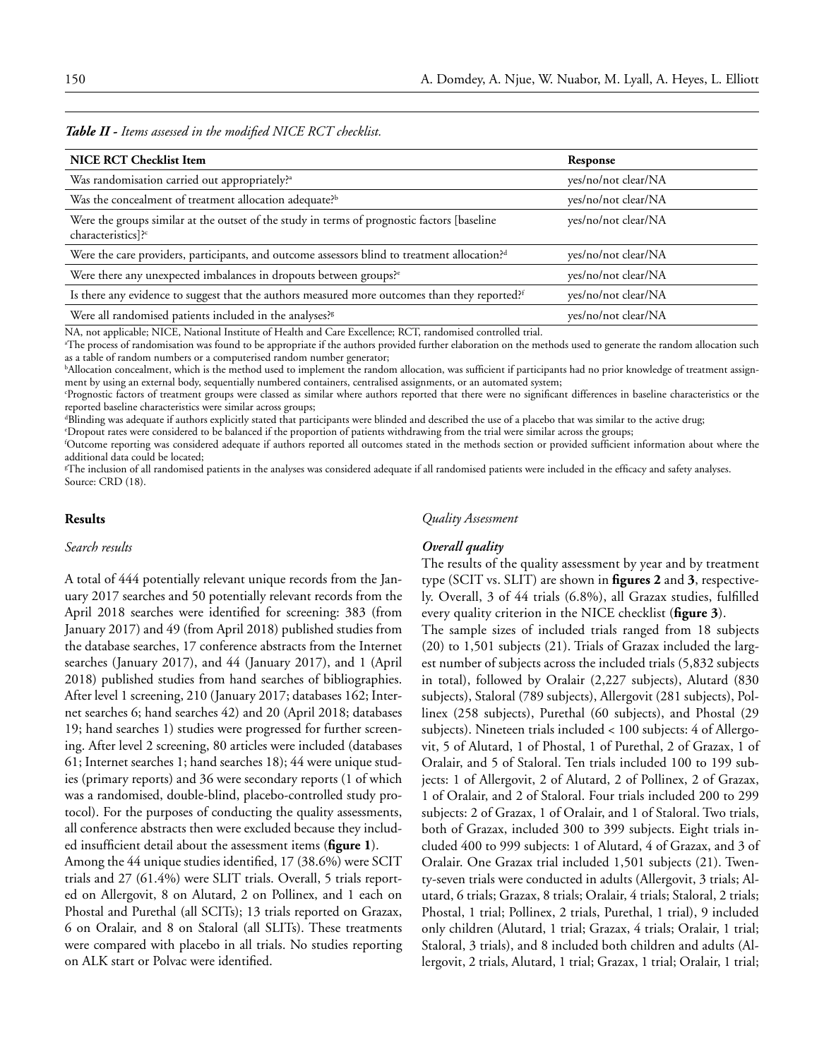*Table II - Items assessed in the modified NICE RCT checklist.*

| NICE RCT Checklist Item | Response |
|---|---|
| Was randomisation carried out appropriately?[a] | yes/no/not clear/NA |
| Was the concealment of treatment allocation adequate?[b] | yes/no/not clear/NA |
| Were the groups similar at the outset of the study in terms of prognostic factors [baseline characteristics]?[c] | yes/no/not clear/NA |
| Were the care providers, participants, and outcome assessors blind to treatment allocation?[d] | yes/no/not clear/NA |
| Were there any unexpected imbalances in dropouts between groups?[e] | yes/no/not clear/NA |
| Is there any evidence to suggest that the authors measured more outcomes than they reported?[f] | yes/no/not clear/NA |
| Were all randomised patients included in the analyses?[g] | yes/no/not clear/NA |

NA, not applicable; NICE, National Institute of Health and Care Excellence; RCT, randomised controlled trial.
[a]The process of randomisation was found to be appropriate if the authors provided further elaboration on the methods used to generate the random allocation such as a table of random numbers or a computerised random number generator;
[b]Allocation concealment, which is the method used to implement the random allocation, was sufficient if participants had no prior knowledge of treatment assignment by using an external body, sequentially numbered containers, centralised assignments, or an automated system;
[c]Prognostic factors of treatment groups were classed as similar where authors reported that there were no significant differences in baseline characteristics or the reported baseline characteristics were similar across groups;
[d]Blinding was adequate if authors explicitly stated that participants were blinded and described the use of a placebo that was similar to the active drug;
[e]Dropout rates were considered to be balanced if the proportion of patients withdrawing from the trial were similar across the groups;
[f]Outcome reporting was considered adequate if authors reported all outcomes stated in the methods section or provided sufficient information about where the additional data could be located;
[g]The inclusion of all randomised patients in the analyses was considered adequate if all randomised patients were included in the efficacy and safety analyses.
Source: CRD (18).

## Results

### *Search results*

A total of 444 potentially relevant unique records from the January 2017 searches and 50 potentially relevant records from the April 2018 searches were identified for screening: 383 (from January 2017) and 49 (from April 2018) published studies from the database searches, 17 conference abstracts from the Internet searches (January 2017), and 44 (January 2017), and 1 (April 2018) published studies from hand searches of bibliographies. After level 1 screening, 210 (January 2017; databases 162; Internet searches 6; hand searches 42) and 20 (April 2018; databases 19; hand searches 1) studies were progressed for further screening. After level 2 screening, 80 articles were included (databases 61; Internet searches 1; hand searches 18); 44 were unique studies (primary reports) and 36 were secondary reports (1 of which was a randomised, double-blind, placebo-controlled study protocol). For the purposes of conducting the quality assessments, all conference abstracts then were excluded because they included insufficient detail about the assessment items (**figure 1**).

Among the 44 unique studies identified, 17 (38.6%) were SCIT trials and 27 (61.4%) were SLIT trials. Overall, 5 trials reported on Allergovit, 8 on Alutard, 2 on Pollinex, and 1 each on Phostal and Purethal (all SCITs); 13 trials reported on Grazax, 6 on Oralair, and 8 on Staloral (all SLITs). These treatments were compared with placebo in all trials. No studies reporting on ALK start or Polvac were identified.

### *Quality Assessment*

#### ***Overall quality***

The results of the quality assessment by year and by treatment type (SCIT vs. SLIT) are shown in **figures 2** and **3**, respectively. Overall, 3 of 44 trials (6.8%), all Grazax studies, fulfilled every quality criterion in the NICE checklist (**figure 3**).

The sample sizes of included trials ranged from 18 subjects (20) to 1,501 subjects (21). Trials of Grazax included the largest number of subjects across the included trials (5,832 subjects in total), followed by Oralair (2,227 subjects), Alutard (830 subjects), Staloral (789 subjects), Allergovit (281 subjects), Pollinex (258 subjects), Purethal (60 subjects), and Phostal (29 subjects). Nineteen trials included < 100 subjects: 4 of Allergovit, 5 of Alutard, 1 of Phostal, 1 of Purethal, 2 of Grazax, 1 of Oralair, and 5 of Staloral. Ten trials included 100 to 199 subjects: 1 of Allergovit, 2 of Alutard, 2 of Pollinex, 2 of Grazax, 1 of Oralair, and 2 of Staloral. Four trials included 200 to 299 subjects: 2 of Grazax, 1 of Oralair, and 1 of Staloral. Two trials, both of Grazax, included 300 to 399 subjects. Eight trials included 400 to 999 subjects: 1 of Alutard, 4 of Grazax, and 3 of Oralair. One Grazax trial included 1,501 subjects (21). Twenty-seven trials were conducted in adults (Allergovit, 3 trials; Alutard, 6 trials; Grazax, 8 trials; Oralair, 4 trials; Staloral, 2 trials; Phostal, 1 trial; Pollinex, 2 trials, Purethal, 1 trial), 9 included only children (Alutard, 1 trial; Grazax, 4 trials; Oralair, 1 trial; Staloral, 3 trials), and 8 included both children and adults (Allergovit, 2 trials, Alutard, 1 trial; Grazax, 1 trial; Oralair, 1 trial;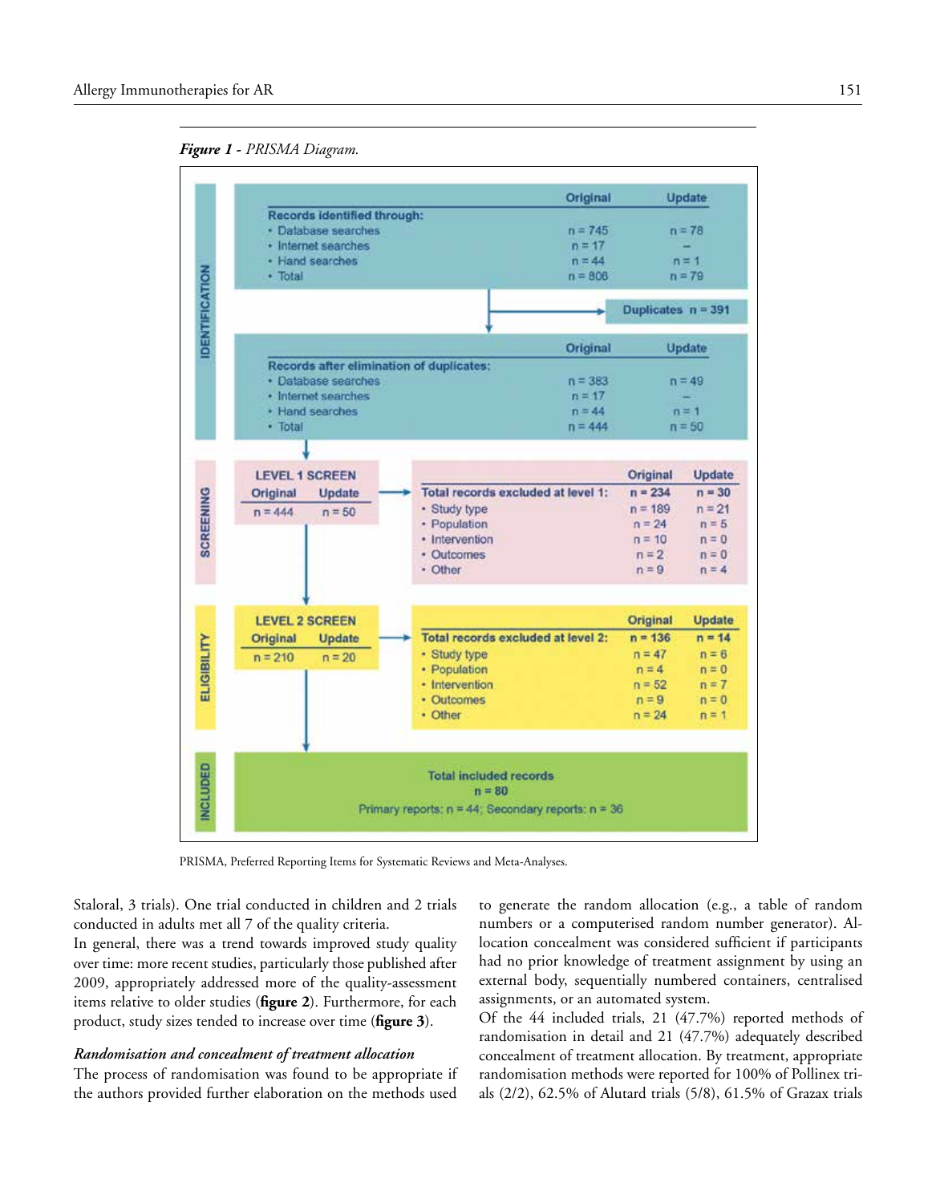*Figure 1 - PRISMA Diagram.*

**IDENTIFICATION**

| Records identified through: | Original | Update |
|---|---|---|
| • Database searches | n = 745 | n = 78 |
| • Internet searches | n = 17 | – |
| • Hand searches | n = 44 | n = 1 |
| • Total | n = 806 | n = 79 |

Duplicates n = 391

| Records after elimination of duplicates: | Original | Update |
|---|---|---|
| • Database searches | n = 383 | n = 49 |
| • Internet searches | n = 17 | – |
| • Hand searches | n = 44 | n = 1 |
| • Total | n = 444 | n = 50 |

**SCREENING**

LEVEL 1 SCREEN: Original n = 444; Update n = 50

| Total records excluded at level 1: | Original n = 234 | Update n = 30 |
|---|---|---|
| • Study type | n = 189 | n = 21 |
| • Population | n = 24 | n = 5 |
| • Intervention | n = 10 | n = 0 |
| • Outcomes | n = 2 | n = 0 |
| • Other | n = 9 | n = 4 |

**ELIGIBILITY**

LEVEL 2 SCREEN: Original n = 210; Update n = 20

| Total records excluded at level 2: | Original n = 136 | Update n = 14 |
|---|---|---|
| • Study type | n = 47 | n = 6 |
| • Population | n = 4 | n = 0 |
| • Intervention | n = 52 | n = 7 |
| • Outcomes | n = 9 | n = 0 |
| • Other | n = 24 | n = 1 |

**INCLUDED**

Total included records n = 80

Primary reports: n = 44; Secondary reports: n = 36

PRISMA, Preferred Reporting Items for Systematic Reviews and Meta-Analyses.

Staloral, 3 trials). One trial conducted in children and 2 trials conducted in adults met all 7 of the quality criteria.

In general, there was a trend towards improved study quality over time: more recent studies, particularly those published after 2009, appropriately addressed more of the quality-assessment items relative to older studies (**figure 2**). Furthermore, for each product, study sizes tended to increase over time (**figure 3**).

### *Randomisation and concealment of treatment allocation*

The process of randomisation was found to be appropriate if the authors provided further elaboration on the methods used to generate the random allocation (e.g., a table of random numbers or a computerised random number generator). Allocation concealment was considered sufficient if participants had no prior knowledge of treatment assignment by using an external body, sequentially numbered containers, centralised assignments, or an automated system.

Of the 44 included trials, 21 (47.7%) reported methods of randomisation in detail and 21 (47.7%) adequately described concealment of treatment allocation. By treatment, appropriate randomisation methods were reported for 100% of Pollinex trials (2/2), 62.5% of Alutard trials (5/8), 61.5% of Grazax trials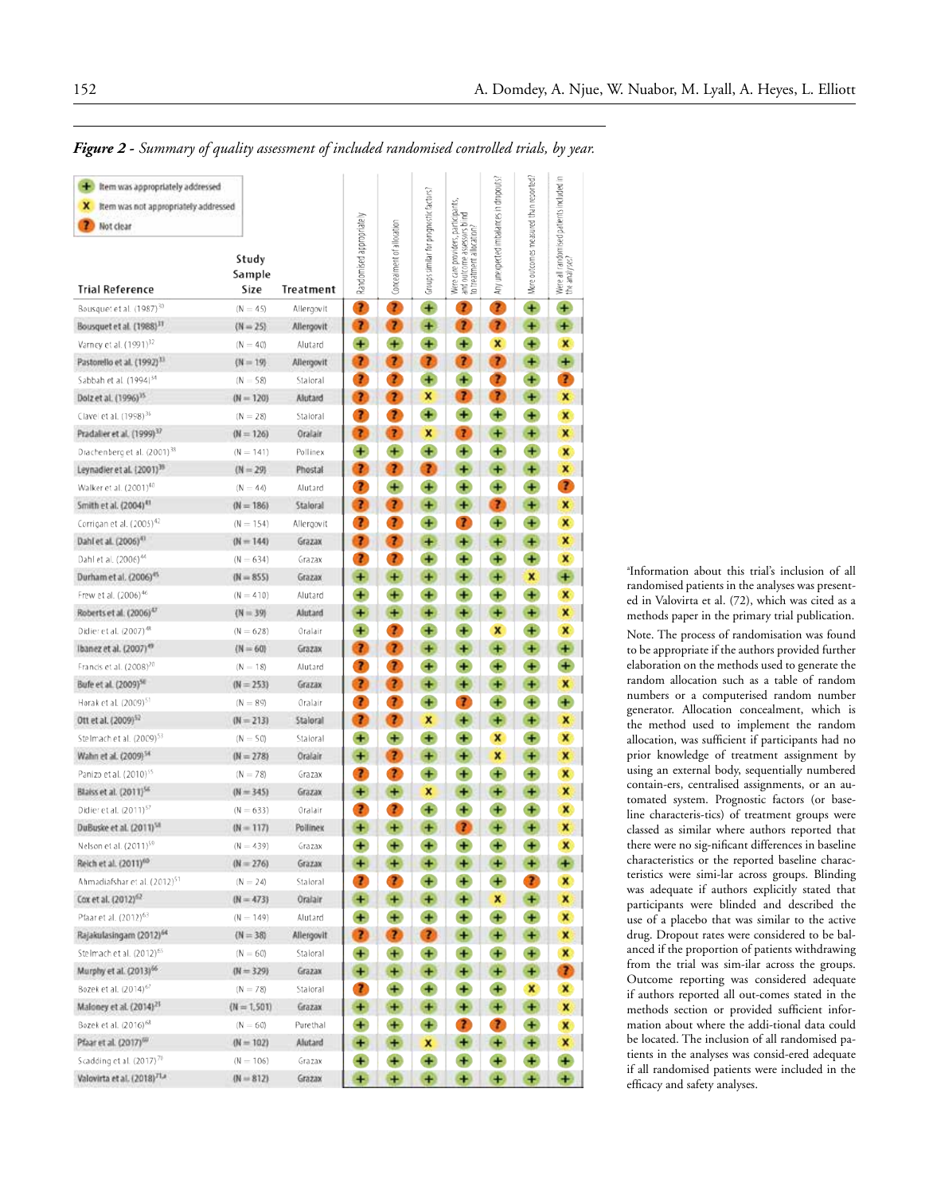***Figure 2** - Summary of quality assessment of included randomised controlled trials, by year.*

Legend: + Item was appropriately addressed; X Item was not appropriately addressed; ? Not clear

| Trial Reference | Study Sample Size | Treatment | Randomised appropriately | Concealment of allocation | Groups similar for prognostic factors? | Were care providers, participants, and outcome assessors blind to treatment allocation? | Any unexpected imbalances in dropouts? | More outcomes measured than reported? | Were all randomised patients included in the analyses? |
|---|---|---|---|---|---|---|---|---|---|
| Bousquet et al. (1987)[30] | (N = 45) | Allergovit | ? | ? | + | ? | ? | + | + |
| Bousquet et al. (1988)[31] | (N = 25) | Allergovit | ? | ? | + | ? | ? | + | + |
| Varney et al. (1991)[32] | (N = 40) | Alutard | + | + | + | + | X | + | X |
| Pastorello et al. (1992)[33] | (N = 19) | Allergovit | ? | ? | ? | ? | ? | + | + |
| Sabbah et al. (1994)[34] | (N = 58) | Staloral | ? | ? | + | + | ? | + | ? |
| Dolz et al. (1996)[35] | (N = 120) | Alutard | ? | ? | X | ? | ? | + | X |
| Clavel et al. (1998)[36] | (N = 28) | Staloral | ? | ? | + | + | + | + | X |
| Pradalier et al. (1999)[37] | (N = 126) | Oralair | ? | ? | X | ? | + | + | X |
| Drachenberg et al. (2001)[38] | (N = 141) | Pollinex | + | + | + | + | + | + | X |
| Leynadier et al. (2001)[39] | (N = 29) | Phostal | ? | ? | ? | + | + | + | X |
| Walker et al. (2001)[40] | (N = 44) | Alutard | ? | + | + | + | + | + | ? |
| Smith et al. (2004)[41] | (N = 186) | Staloral | ? | ? | + | + | ? | + | X |
| Corrigan et al. (2005)[42] | (N = 154) | Allergovit | ? | ? | + | ? | + | + | X |
| Dahl et al. (2006)[43] | (N = 144) | Grazax | ? | ? | + | + | + | + | X |
| Dahl et al. (2006)[44] | (N = 634) | Grazax | ? | ? | + | + | + | + | X |
| Durham et al. (2006)[45] | (N = 855) | Grazax | + | + | + | + | + | X | + |
| Frew et al. (2006)[46] | (N = 410) | Alutard | + | + | + | + | + | + | X |
| Roberts et al. (2006)[47] | (N = 39) | Alutard | + | + | + | + | + | + | X |
| Didier et al. (2007)[48] | (N = 628) | Oralair | + | ? | + | + | X | + | X |
| Ibanez et al. (2007)[49] | (N = 60) | Grazax | ? | ? | + | + | + | + | + |
| Francis et al. (2008)[50] | (N = 18) | Alutard | ? | ? | + | + | + | + | + |
| Bufe et al. (2009)[50] | (N = 253) | Grazax | ? | ? | + | + | + | + | X |
| Horak et al. (2009)[51] | (N = 89) | Oralair | ? | ? | + | ? | + | + | + |
| Ott et al. (2009)[52] | (N = 213) | Staloral | ? | ? | X | + | + | + | X |
| Stelmach et al. (2009)[53] | (N = 50) | Staloral | + | + | + | + | X | + | X |
| Wahn et al. (2009)[54] | (N = 278) | Oralair | + | ? | + | + | X | + | X |
| Panizo et al. (2010)[55] | (N = 78) | Grazax | ? | ? | + | + | + | + | X |
| Blaiss et al. (2011)[56] | (N = 345) | Grazax | + | + | X | + | + | + | X |
| Didier et al. (2011)[57] | (N = 633) | Oralair | ? | ? | + | + | + | + | X |
| DuBuske et al. (2011)[58] | (N = 117) | Pollinex | + | + | + | ? | + | + | X |
| Nelson et al. (2011)[59] | (N = 439) | Grazax | + | + | + | + | + | + | X |
| Reich et al. (2011)[60] | (N = 276) | Grazax | + | + | + | + | + | + | + |
| Ahmadiafshar et al. (2012)[61] | (N = 24) | Staloral | ? | ? | + | + | + | ? | X |
| Cox et al. (2012)[62] | (N = 473) | Oralair | + | + | + | + | X | + | X |
| Pfaar et al. (2012)[63] | (N = 149) | Alutard | + | + | + | + | + | + | X |
| Rajakulasingam (2012)[64] | (N = 38) | Allergovit | ? | ? | ? | + | + | + | X |
| Stelmach et al. (2012)[65] | (N = 60) | Staloral | + | + | + | + | + | + | X |
| Murphy et al. (2013)[66] | (N = 329) | Grazax | + | + | + | + | + | + | ? |
| Bozek et al. (2014)[67] | (N = 78) | Staloral | ? | + | + | + | + | X | X |
| Maloney et al. (2014)[25] | (N = 1,501) | Grazax | + | + | + | + | + | + | X |
| Bozek et al. (2016)[68] | (N = 60) | Purethal | + | + | + | ? | ? | + | X |
| Pfaar et al. (2017)[69] | (N = 102) | Alutard | + | + | X | + | + | + | X |
| Scadding et al. (2017)[70] | (N = 106) | Grazax | + | + | + | + | + | + | + |
| Valovirta et al. (2018)[71,a] | (N = 812) | Grazax | + | + | + | + | + | + | + |

[a]Information about this trial's inclusion of all randomised patients in the analyses was presented in Valovirta et al. (72), which was cited as a methods paper in the primary trial publication.

Note. The process of randomisation was found to be appropriate if the authors provided further elaboration on the methods used to generate the random allocation such as a table of random numbers or a computerised random number generator. Allocation concealment, which is the method used to implement the random allocation, was sufficient if participants had no prior knowledge of treatment assignment by using an external body, sequentially numbered contain-ers, centralised assignments, or an au-tomated system. Prognostic factors (or base-line characteris-tics) of treatment groups were classed as similar where authors reported that there were no sig-nificant differences in baseline characteristics or the reported baseline charac-teristics were simi-lar across groups. Blinding was adequate if authors explicitly stated that participants were blinded and described the use of a placebo that was similar to the active drug. Dropout rates were considered to be bal-anced if the proportion of patients withdrawing from the trial was sim-ilar across the groups. Outcome reporting was considered adequate if authors reported all out-comes stated in the methods section or provided sufficient infor-mation about where the addi-tional data could be located. The inclusion of all randomised pa-tients in the analyses was consid-ered adequate if all randomised patients were included in the efficacy and safety analyses.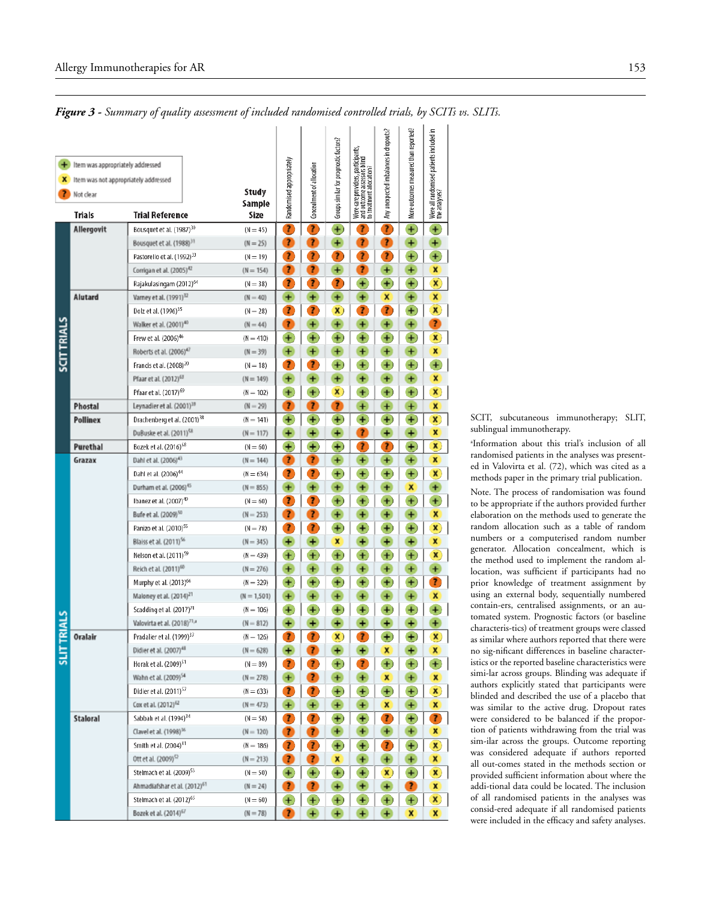***Figure 3** - Summary of quality assessment of included randomised controlled trials, by SCITs vs. SLITs.*

Legend: + Item was appropriately addressed; X Item was not appropriately addressed; ? Not clear

| | Trials | Trial Reference | Study Sample Size | Randomised appropriately | Concealment of allocation | Groups similar for prognostic factors? | Were care providers, participants, and outcome assessors blind to treatment allocation? | Any unexpected imbalances in dropouts? | More outcomes measured than reported? | Were all randomised patients included in the analyses? |
|---|---|---|---|---|---|---|---|---|---|---|
| SCIT TRIALS | Allergovit | Bousquet et al. (1987)[30] | (N = 45) | ? | ? | + | ? | ? | + | + |
| | | Bousquet et al. (1988)[31] | (N = 25) | ? | ? | + | ? | ? | + | + |
| | | Pastorello et al. (1992)[33] | (N = 19) | ? | ? | ? | ? | ? | + | + |
| | | Corrigan et al. (2005)[42] | (N = 154) | ? | ? | + | ? | + | + | X |
| | | Rajakulasingam (2012)[64] | (N = 38) | ? | ? | ? | + | + | + | X |
| | Alutard | Varney et al. (1991)[32] | (N = 40) | + | + | + | + | X | + | X |
| | | Dolz et al. (1996)[35] | (N = 28) | ? | ? | X | ? | ? | + | X |
| | | Walker et al. (2001)[40] | (N = 44) | ? | + | + | + | + | + | ? |
| | | Frew et al. (2006)[46] | (N = 410) | + | + | + | + | + | + | X |
| | | Roberts et al. (2006)[47] | (N = 39) | + | + | + | + | + | + | X |
| | | Francis et al. (2008)[20] | (N = 18) | ? | ? | + | + | + | + | + |
| | | Pfaar et al. (2012)[63] | (N = 149) | + | + | + | + | + | + | X |
| | | Pfaar et al. (2017)[69] | (N = 102) | + | + | X | + | + | + | X |
| | Phostal | Leynadier et al. (2001)[39] | (N = 29) | ? | ? | ? | ? | + | + | X |
| | Pollinex | Drachenberg et al. (2001)[38] | (N = 141) | + | + | + | + | + | + | X |
| | | DuBuske et al. (2011)[58] | (N = 117) | + | + | + | ? | + | + | X |
| | Purethal | Bozek et al. (2016)[68] | (N = 60) | + | + | + | ? | ? | + | X |
| SLIT TRIALS | Grazax | Dahl et al. (2006)[43] | (N = 144) | ? | ? | + | + | + | + | X |
| | | Dahl et al. (2006)[44] | (N = 634) | ? | ? | + | + | + | + | X |
| | | Durham et al. (2006)[45] | (N = 855) | + | + | + | + | + | X | + |
| | | Ibanez et al. (2007)[49] | (N = 60) | ? | ? | + | + | + | + | + |
| | | Bufe et al. (2009)[50] | (N = 253) | ? | ? | + | + | + | + | X |
| | | Panizo et al. (2010)[55] | (N = 78) | ? | ? | + | + | + | + | X |
| | | Blaiss et al. (2011)[56] | (N = 345) | + | + | X | + | + | + | X |
| | | Nelson et al. (2011)[59] | (N = 439) | + | + | + | + | + | + | X |
| | | Reich et al. (2011)[60] | (N = 276) | + | + | + | + | + | + | + |
| | | Murphy et al. (2013)[66] | (N = 329) | + | + | + | + | + | + | ? |
| | | Maloney et al. (2014)[21] | (N = 1,501) | + | + | + | + | + | + | X |
| | | Scadding et al. (2017)[71] | (N = 106) | + | + | + | + | + | + | + |
| | | Valovirta et al. (2018)[73,a] | (N = 812) | + | + | + | + | + | + | + |
| | Oralair | Pradalier et al. (1999)[37] | (N = 126) | ? | ? | X | ? | + | + | X |
| | | Didier et al. (2007)[48] | (N = 628) | + | ? | + | + | X | + | X |
| | | Horak et al. (2009)[51] | (N = 89) | ? | ? | + | ? | + | + | + |
| | | Wahn et al. (2009)[54] | (N = 278) | + | ? | + | + | X | + | X |
| | | Didier et al. (2011)[57] | (N = 633) | ? | ? | + | + | + | + | X |
| | | Cox et al. (2012)[62] | (N = 473) | + | + | + | + | X | + | X |
| | Staloral | Sabbah et al. (1994)[34] | (N = 58) | ? | ? | + | + | ? | + | ? |
| | | Clavel et al. (1998)[36] | (N = 120) | ? | ? | + | + | + | + | X |
| | | Smith et al. (2004)[41] | (N = 186) | ? | ? | + | + | ? | + | X |
| | | Ott et al. (2009)[52] | (N = 213) | ? | ? | X | + | + | + | X |
| | | Stelmach et al. (2009)[53] | (N = 50) | + | + | + | + | X | + | X |
| | | Ahmadiafshar et al. (2012)[61] | (N = 24) | ? | ? | + | + | + | ? | X |
| | | Stelmach et al. (2012)[65] | (N = 60) | + | + | + | + | + | + | X |
| | | Bozek et al. (2014)[67] | (N = 78) | ? | + | + | + | + | X | X |

SCIT, subcutaneous immunotherapy; SLIT, sublingual immunotherapy.

[a]Information about this trial's inclusion of all randomised patients in the analyses was presented in Valovirta et al. (72), which was cited as a methods paper in the primary trial publication.

Note. The process of randomisation was found to be appropriate if the authors provided further elaboration on the methods used to generate the random allocation such as a table of random numbers or a computerised random number generator. Allocation concealment, which is the method used to implement the random allocation, was sufficient if participants had no prior knowledge of treatment assignment by using an external body, sequentially numbered contain-ers, centralised assignments, or an automated system. Prognostic factors (or baseline characteris-tics) of treatment groups were classed as similar where authors reported that there were no sig-nificant differences in baseline characteristics or the reported baseline characteristics were simi-lar across groups. Blinding was adequate if authors explicitly stated that participants were blinded and described the use of a placebo that was similar to the active drug. Dropout rates were considered to be balanced if the proportion of patients withdrawing from the trial was sim-ilar across the groups. Outcome reporting was considered adequate if authors reported all out-comes stated in the methods section or provided sufficient information about where the addi-tional data could be located. The inclusion of all randomised patients in the analyses was consid-ered adequate if all randomised patients were included in the efficacy and safety analyses.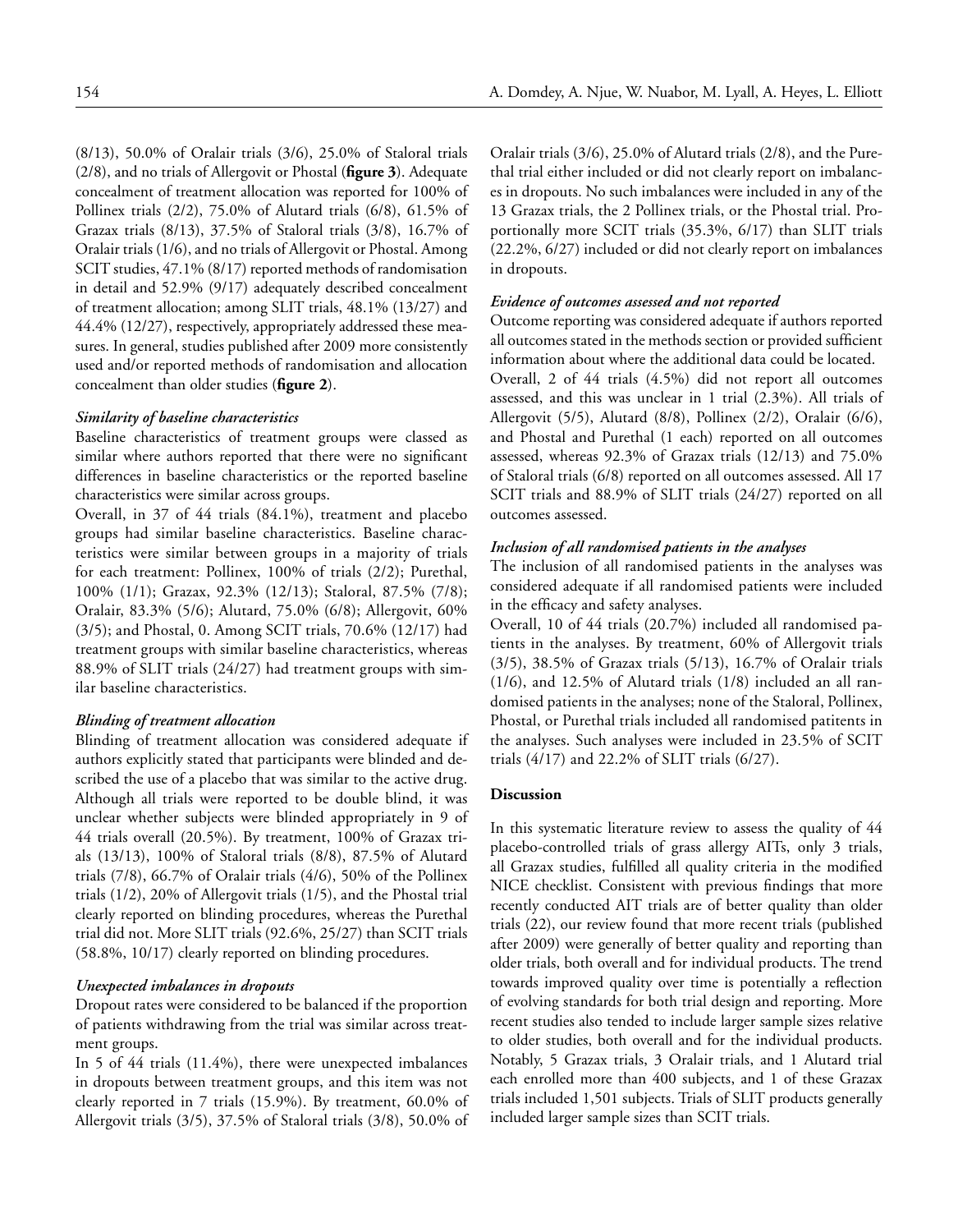(8/13), 50.0% of Oralair trials (3/6), 25.0% of Staloral trials (2/8), and no trials of Allergovit or Phostal (**figure 3**). Adequate concealment of treatment allocation was reported for 100% of Pollinex trials (2/2), 75.0% of Alutard trials (6/8), 61.5% of Grazax trials (8/13), 37.5% of Staloral trials (3/8), 16.7% of Oralair trials (1/6), and no trials of Allergovit or Phostal. Among SCIT studies, 47.1% (8/17) reported methods of randomisation in detail and 52.9% (9/17) adequately described concealment of treatment allocation; among SLIT trials, 48.1% (13/27) and 44.4% (12/27), respectively, appropriately addressed these measures. In general, studies published after 2009 more consistently used and/or reported methods of randomisation and allocation concealment than older studies (**figure 2**).

### *Similarity of baseline characteristics*

Baseline characteristics of treatment groups were classed as similar where authors reported that there were no significant differences in baseline characteristics or the reported baseline characteristics were similar across groups.

Overall, in 37 of 44 trials (84.1%), treatment and placebo groups had similar baseline characteristics. Baseline characteristics were similar between groups in a majority of trials for each treatment: Pollinex, 100% of trials (2/2); Purethal, 100% (1/1); Grazax, 92.3% (12/13); Staloral, 87.5% (7/8); Oralair, 83.3% (5/6); Alutard, 75.0% (6/8); Allergovit, 60% (3/5); and Phostal, 0. Among SCIT trials, 70.6% (12/17) had treatment groups with similar baseline characteristics, whereas 88.9% of SLIT trials (24/27) had treatment groups with similar baseline characteristics.

### *Blinding of treatment allocation*

Blinding of treatment allocation was considered adequate if authors explicitly stated that participants were blinded and described the use of a placebo that was similar to the active drug. Although all trials were reported to be double blind, it was unclear whether subjects were blinded appropriately in 9 of 44 trials overall (20.5%). By treatment, 100% of Grazax trials (13/13), 100% of Staloral trials (8/8), 87.5% of Alutard trials (7/8), 66.7% of Oralair trials (4/6), 50% of the Pollinex trials (1/2), 20% of Allergovit trials (1/5), and the Phostal trial clearly reported on blinding procedures, whereas the Purethal trial did not. More SLIT trials (92.6%, 25/27) than SCIT trials (58.8%, 10/17) clearly reported on blinding procedures.

### *Unexpected imbalances in dropouts*

Dropout rates were considered to be balanced if the proportion of patients withdrawing from the trial was similar across treatment groups.

In 5 of 44 trials (11.4%), there were unexpected imbalances in dropouts between treatment groups, and this item was not clearly reported in 7 trials (15.9%). By treatment, 60.0% of Allergovit trials (3/5), 37.5% of Staloral trials (3/8), 50.0% of Oralair trials (3/6), 25.0% of Alutard trials (2/8), and the Purethal trial either included or did not clearly report on imbalances in dropouts. No such imbalances were included in any of the 13 Grazax trials, the 2 Pollinex trials, or the Phostal trial. Proportionally more SCIT trials (35.3%, 6/17) than SLIT trials (22.2%, 6/27) included or did not clearly report on imbalances in dropouts.

### *Evidence of outcomes assessed and not reported*

Outcome reporting was considered adequate if authors reported all outcomes stated in the methods section or provided sufficient information about where the additional data could be located.

Overall, 2 of 44 trials (4.5%) did not report all outcomes assessed, and this was unclear in 1 trial (2.3%). All trials of Allergovit (5/5), Alutard (8/8), Pollinex (2/2), Oralair (6/6), and Phostal and Purethal (1 each) reported on all outcomes assessed, whereas 92.3% of Grazax trials (12/13) and 75.0% of Staloral trials (6/8) reported on all outcomes assessed. All 17 SCIT trials and 88.9% of SLIT trials (24/27) reported on all outcomes assessed.

### *Inclusion of all randomised patients in the analyses*

The inclusion of all randomised patients in the analyses was considered adequate if all randomised patients were included in the efficacy and safety analyses.

Overall, 10 of 44 trials (20.7%) included all randomised patients in the analyses. By treatment, 60% of Allergovit trials (3/5), 38.5% of Grazax trials (5/13), 16.7% of Oralair trials (1/6), and 12.5% of Alutard trials (1/8) included an all randomised patients in the analyses; none of the Staloral, Pollinex, Phostal, or Purethal trials included all randomised patients in the analyses. Such analyses were included in 23.5% of SCIT trials (4/17) and 22.2% of SLIT trials (6/27).

## Discussion

In this systematic literature review to assess the quality of 44 placebo-controlled trials of grass allergy AITs, only 3 trials, all Grazax studies, fulfilled all quality criteria in the modified NICE checklist. Consistent with previous findings that more recently conducted AIT trials are of better quality than older trials (22), our review found that more recent trials (published after 2009) were generally of better quality and reporting than older trials, both overall and for individual products. The trend towards improved quality over time is potentially a reflection of evolving standards for both trial design and reporting. More recent studies also tended to include larger sample sizes relative to older studies, both overall and for the individual products. Notably, 5 Grazax trials, 3 Oralair trials, and 1 Alutard trial each enrolled more than 400 subjects, and 1 of these Grazax trials included 1,501 subjects. Trials of SLIT products generally included larger sample sizes than SCIT trials.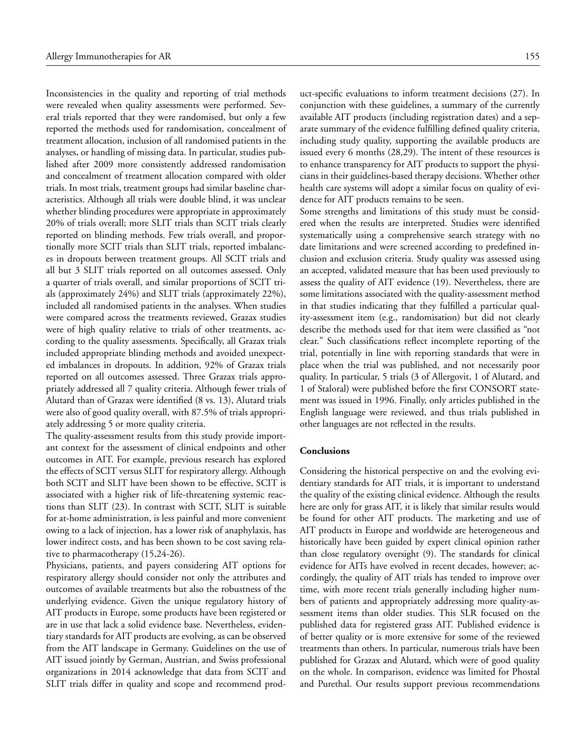Inconsistencies in the quality and reporting of trial methods were revealed when quality assessments were performed. Several trials reported that they were randomised, but only a few reported the methods used for randomisation, concealment of treatment allocation, inclusion of all randomised patients in the analyses, or handling of missing data. In particular, studies published after 2009 more consistently addressed randomisation and concealment of treatment allocation compared with older trials. In most trials, treatment groups had similar baseline characteristics. Although all trials were double blind, it was unclear whether blinding procedures were appropriate in approximately 20% of trials overall; more SLIT trials than SCIT trials clearly reported on blinding methods. Few trials overall, and proportionally more SCIT trials than SLIT trials, reported imbalances in dropouts between treatment groups. All SCIT trials and all but 3 SLIT trials reported on all outcomes assessed. Only a quarter of trials overall, and similar proportions of SCIT trials (approximately 24%) and SLIT trials (approximately 22%), included all randomised patients in the analyses. When studies were compared across the treatments reviewed, Grazax studies were of high quality relative to trials of other treatments, according to the quality assessments. Specifically, all Grazax trials included appropriate blinding methods and avoided unexpected imbalances in dropouts. In addition, 92% of Grazax trials reported on all outcomes assessed. Three Grazax trials appropriately addressed all 7 quality criteria. Although fewer trials of Alutard than of Grazax were identified (8 vs. 13), Alutard trials were also of good quality overall, with 87.5% of trials appropriately addressing 5 or more quality criteria.

The quality-assessment results from this study provide important context for the assessment of clinical endpoints and other outcomes in AIT. For example, previous research has explored the effects of SCIT versus SLIT for respiratory allergy. Although both SCIT and SLIT have been shown to be effective, SCIT is associated with a higher risk of life-threatening systemic reactions than SLIT (23). In contrast with SCIT, SLIT is suitable for at-home administration, is less painful and more convenient owing to a lack of injection, has a lower risk of anaphylaxis, has lower indirect costs, and has been shown to be cost saving relative to pharmacotherapy (15,24-26).

Physicians, patients, and payers considering AIT options for respiratory allergy should consider not only the attributes and outcomes of available treatments but also the robustness of the underlying evidence. Given the unique regulatory history of AIT products in Europe, some products have been registered or are in use that lack a solid evidence base. Nevertheless, evidentiary standards for AIT products are evolving, as can be observed from the AIT landscape in Germany. Guidelines on the use of AIT issued jointly by German, Austrian, and Swiss professional organizations in 2014 acknowledge that data from SCIT and SLIT trials differ in quality and scope and recommend product-specific evaluations to inform treatment decisions (27). In conjunction with these guidelines, a summary of the currently available AIT products (including registration dates) and a separate summary of the evidence fulfilling defined quality criteria, including study quality, supporting the available products are issued every 6 months (28,29). The intent of these resources is to enhance transparency for AIT products to support the physicians in their guidelines-based therapy decisions. Whether other health care systems will adopt a similar focus on quality of evidence for AIT products remains to be seen.

Some strengths and limitations of this study must be considered when the results are interpreted. Studies were identified systematically using a comprehensive search strategy with no date limitations and were screened according to predefined inclusion and exclusion criteria. Study quality was assessed using an accepted, validated measure that has been used previously to assess the quality of AIT evidence (19). Nevertheless, there are some limitations associated with the quality-assessment method in that studies indicating that they fulfilled a particular quality-assessment item (e.g., randomisation) but did not clearly describe the methods used for that item were classified as "not clear." Such classifications reflect incomplete reporting of the trial, potentially in line with reporting standards that were in place when the trial was published, and not necessarily poor quality. In particular, 5 trials (3 of Allergovit, 1 of Alutard, and 1 of Staloral) were published before the first CONSORT statement was issued in 1996. Finally, only articles published in the English language were reviewed, and thus trials published in other languages are not reflected in the results.

## Conclusions

Considering the historical perspective on and the evolving evidentiary standards for AIT trials, it is important to understand the quality of the existing clinical evidence. Although the results here are only for grass AIT, it is likely that similar results would be found for other AIT products. The marketing and use of AIT products in Europe and worldwide are heterogeneous and historically have been guided by expert clinical opinion rather than close regulatory oversight (9). The standards for clinical evidence for AITs have evolved in recent decades, however; accordingly, the quality of AIT trials has tended to improve over time, with more recent trials generally including higher numbers of patients and appropriately addressing more quality-assessment items than older studies. This SLR focused on the published data for registered grass AIT. Published evidence is of better quality or is more extensive for some of the reviewed treatments than others. In particular, numerous trials have been published for Grazax and Alutard, which were of good quality on the whole. In comparison, evidence was limited for Phostal and Purethal. Our results support previous recommendations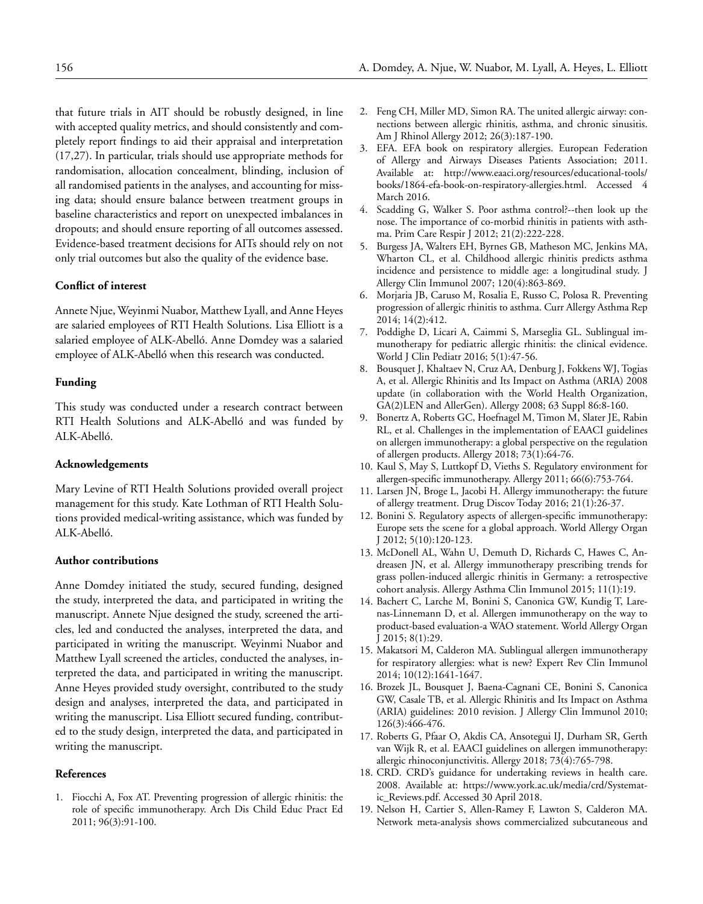that future trials in AIT should be robustly designed, in line with accepted quality metrics, and should consistently and completely report findings to aid their appraisal and interpretation (17,27). In particular, trials should use appropriate methods for randomisation, allocation concealment, blinding, inclusion of all randomised patients in the analyses, and accounting for missing data; should ensure balance between treatment groups in baseline characteristics and report on unexpected imbalances in dropouts; and should ensure reporting of all outcomes assessed. Evidence-based treatment decisions for AITs should rely on not only trial outcomes but also the quality of the evidence base.

### Conflict of interest

Annete Njue, Weyinmi Nuabor, Matthew Lyall, and Anne Heyes are salaried employees of RTI Health Solutions. Lisa Elliott is a salaried employee of ALK-Abelló. Anne Domdey was a salaried employee of ALK-Abelló when this research was conducted.

### Funding

This study was conducted under a research contract between RTI Health Solutions and ALK-Abelló and was funded by ALK-Abelló.

### Acknowledgements

Mary Levine of RTI Health Solutions provided overall project management for this study. Kate Lothman of RTI Health Solutions provided medical-writing assistance, which was funded by ALK-Abelló.

### Author contributions

Anne Domdey initiated the study, secured funding, designed the study, interpreted the data, and participated in writing the manuscript. Annete Njue designed the study, screened the articles, led and conducted the analyses, interpreted the data, and participated in writing the manuscript. Weyinmi Nuabor and Matthew Lyall screened the articles, conducted the analyses, interpreted the data, and participated in writing the manuscript. Anne Heyes provided study oversight, contributed to the study design and analyses, interpreted the data, and participated in writing the manuscript. Lisa Elliott secured funding, contributed to the study design, interpreted the data, and participated in writing the manuscript.

### References

1. Fiocchi A, Fox AT. Preventing progression of allergic rhinitis: the role of specific immunotherapy. Arch Dis Child Educ Pract Ed 2011; 96(3):91-100.
2. Feng CH, Miller MD, Simon RA. The united allergic airway: connections between allergic rhinitis, asthma, and chronic sinusitis. Am J Rhinol Allergy 2012; 26(3):187-190.
3. EFA. EFA book on respiratory allergies. European Federation of Allergy and Airways Diseases Patients Association; 2011. Available at: http://www.eaaci.org/resources/educational-tools/books/1864-efa-book-on-respiratory-allergies.html. Accessed 4 March 2016.
4. Scadding G, Walker S. Poor asthma control?--then look up the nose. The importance of co-morbid rhinitis in patients with asthma. Prim Care Respir J 2012; 21(2):222-228.
5. Burgess JA, Walters EH, Byrnes GB, Matheson MC, Jenkins MA, Wharton CL, et al. Childhood allergic rhinitis predicts asthma incidence and persistence to middle age: a longitudinal study. J Allergy Clin Immunol 2007; 120(4):863-869.
6. Morjaria JB, Caruso M, Rosalia E, Russo C, Polosa R. Preventing progression of allergic rhinitis to asthma. Curr Allergy Asthma Rep 2014; 14(2):412.
7. Poddighe D, Licari A, Caimmi S, Marseglia GL. Sublingual immunotherapy for pediatric allergic rhinitis: the clinical evidence. World J Clin Pediatr 2016; 5(1):47-56.
8. Bousquet J, Khaltaev N, Cruz AA, Denburg J, Fokkens WJ, Togias A, et al. Allergic Rhinitis and Its Impact on Asthma (ARIA) 2008 update (in collaboration with the World Health Organization, GA(2)LEN and AllerGen). Allergy 2008; 63 Suppl 86:8-160.
9. Bonertz A, Roberts GC, Hoefnagel M, Timon M, Slater JE, Rabin RL, et al. Challenges in the implementation of EAACI guidelines on allergen immunotherapy: a global perspective on the regulation of allergen products. Allergy 2018; 73(1):64-76.
10. Kaul S, May S, Luttkopf D, Vieths S. Regulatory environment for allergen-specific immunotherapy. Allergy 2011; 66(6):753-764.
11. Larsen JN, Broge L, Jacobi H. Allergy immunotherapy: the future of allergy treatment. Drug Discov Today 2016; 21(1):26-37.
12. Bonini S. Regulatory aspects of allergen-specific immunotherapy: Europe sets the scene for a global approach. World Allergy Organ J 2012; 5(10):120-123.
13. McDonell AL, Wahn U, Demuth D, Richards C, Hawes C, Andreasen JN, et al. Allergy immunotherapy prescribing trends for grass pollen-induced allergic rhinitis in Germany: a retrospective cohort analysis. Allergy Asthma Clin Immunol 2015; 11(1):19.
14. Bachert C, Larche M, Bonini S, Canonica GW, Kundig T, Larenas-Linnemann D, et al. Allergen immunotherapy on the way to product-based evaluation-a WAO statement. World Allergy Organ J 2015; 8(1):29.
15. Makatsori M, Calderon MA. Sublingual allergen immunotherapy for respiratory allergies: what is new? Expert Rev Clin Immunol 2014; 10(12):1641-1647.
16. Brozek JL, Bousquet J, Baena-Cagnani CE, Bonini S, Canonica GW, Casale TB, et al. Allergic Rhinitis and Its Impact on Asthma (ARIA) guidelines: 2010 revision. J Allergy Clin Immunol 2010; 126(3):466-476.
17. Roberts G, Pfaar O, Akdis CA, Ansotegui IJ, Durham SR, Gerth van Wijk R, et al. EAACI guidelines on allergen immunotherapy: allergic rhinoconjunctivitis. Allergy 2018; 73(4):765-798.
18. CRD. CRD's guidance for undertaking reviews in health care. 2008. Available at: https://www.york.ac.uk/media/crd/Systematic_Reviews.pdf. Accessed 30 April 2018.
19. Nelson H, Cartier S, Allen-Ramey F, Lawton S, Calderon MA. Network meta-analysis shows commercialized subcutaneous and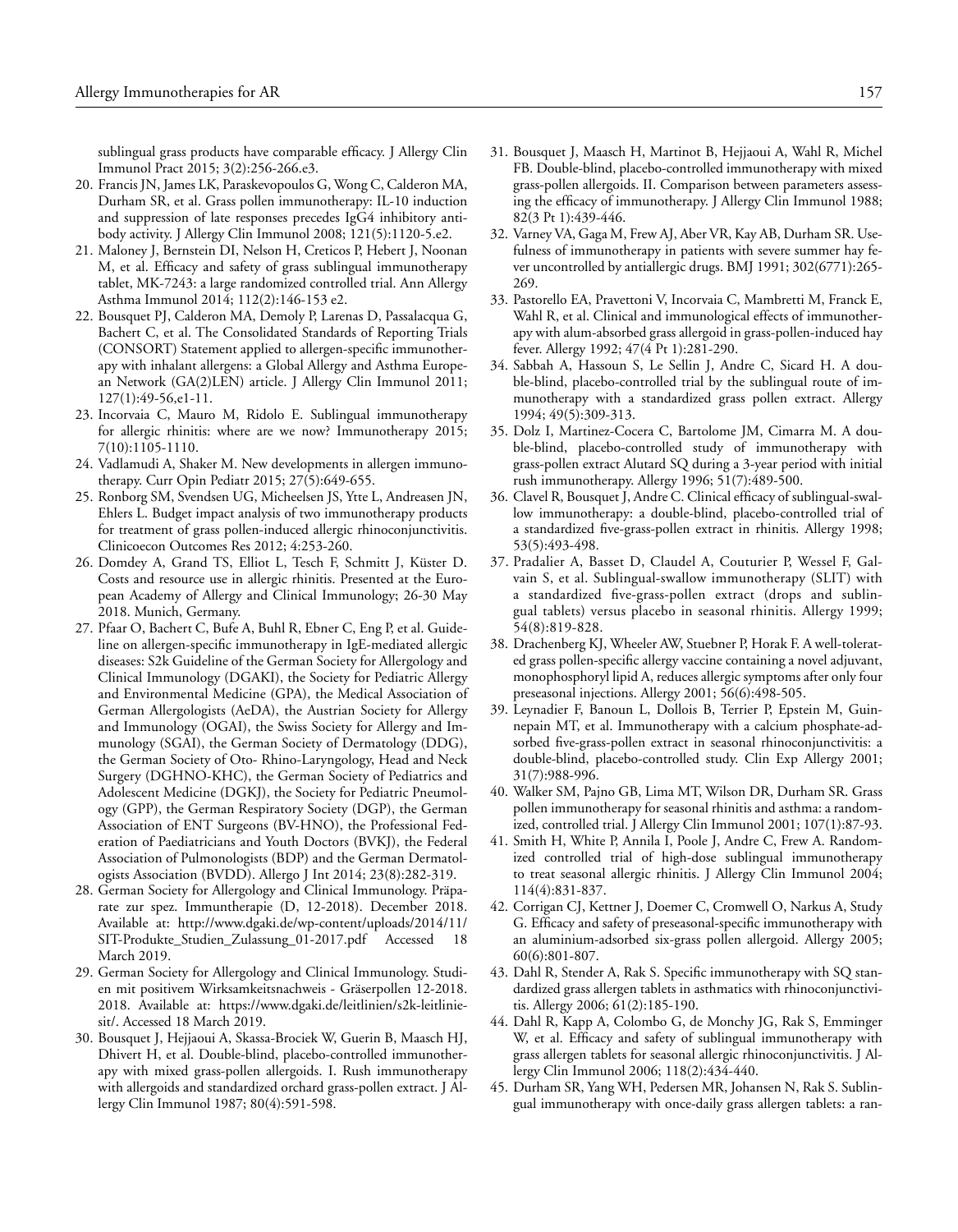sublingual grass products have comparable efficacy. J Allergy Clin Immunol Pract 2015; 3(2):256-266.e3.

20. Francis JN, James LK, Paraskevopoulos G, Wong C, Calderon MA, Durham SR, et al. Grass pollen immunotherapy: IL-10 induction and suppression of late responses precedes IgG4 inhibitory antibody activity. J Allergy Clin Immunol 2008; 121(5):1120-5.e2.
21. Maloney J, Bernstein DI, Nelson H, Creticos P, Hebert J, Noonan M, et al. Efficacy and safety of grass sublingual immunotherapy tablet, MK-7243: a large randomized controlled trial. Ann Allergy Asthma Immunol 2014; 112(2):146-153 e2.
22. Bousquet PJ, Calderon MA, Demoly P, Larenas D, Passalacqua G, Bachert C, et al. The Consolidated Standards of Reporting Trials (CONSORT) Statement applied to allergen-specific immunotherapy with inhalant allergens: a Global Allergy and Asthma European Network (GA(2)LEN) article. J Allergy Clin Immunol 2011; 127(1):49-56,e1-11.
23. Incorvaia C, Mauro M, Ridolo E. Sublingual immunotherapy for allergic rhinitis: where are we now? Immunotherapy 2015; 7(10):1105-1110.
24. Vadlamudi A, Shaker M. New developments in allergen immunotherapy. Curr Opin Pediatr 2015; 27(5):649-655.
25. Ronborg SM, Svendsen UG, Micheelsen JS, Ytte L, Andreasen JN, Ehlers L. Budget impact analysis of two immunotherapy products for treatment of grass pollen-induced allergic rhinoconjunctivitis. Clinicoecon Outcomes Res 2012; 4:253-260.
26. Domdey A, Grand TS, Elliot L, Tesch F, Schmitt J, Küster D. Costs and resource use in allergic rhinitis. Presented at the European Academy of Allergy and Clinical Immunology; 26-30 May 2018. Munich, Germany.
27. Pfaar O, Bachert C, Bufe A, Buhl R, Ebner C, Eng P, et al. Guideline on allergen-specific immunotherapy in IgE-mediated allergic diseases: S2k Guideline of the German Society for Allergology and Clinical Immunology (DGAKI), the Society for Pediatric Allergy and Environmental Medicine (GPA), the Medical Association of German Allergologists (AeDA), the Austrian Society for Allergy and Immunology (OGAI), the Swiss Society for Allergy and Immunology (SGAI), the German Society of Dermatology (DDG), the German Society of Oto- Rhino-Laryngology, Head and Neck Surgery (DGHNO-KHC), the German Society of Pediatrics and Adolescent Medicine (DGKJ), the Society for Pediatric Pneumology (GPP), the German Respiratory Society (DGP), the German Association of ENT Surgeons (BV-HNO), the Professional Federation of Paediatricians and Youth Doctors (BVKJ), the Federal Association of Pulmonologists (BDP) and the German Dermatologists Association (BVDD). Allergo J Int 2014; 23(8):282-319.
28. German Society for Allergology and Clinical Immunology. Präparate zur spez. Immuntherapie (D, 12-2018). December 2018. Available at: http://www.dgaki.de/wp-content/uploads/2014/11/SIT-Produkte_Studien_Zulassung_01-2017.pdf Accessed 18 March 2019.
29. German Society for Allergology and Clinical Immunology. Studien mit positivem Wirksamkeitsnachweis - Gräserpollen 12-2018. 2018. Available at: https://www.dgaki.de/leitlinien/s2k-leitliniesit/. Accessed 18 March 2019.
30. Bousquet J, Hejjaoui A, Skassa-Brociek W, Guerin B, Maasch HJ, Dhivert H, et al. Double-blind, placebo-controlled immunotherapy with mixed grass-pollen allergoids. I. Rush immunotherapy with allergoids and standardized orchard grass-pollen extract. J Allergy Clin Immunol 1987; 80(4):591-598.
31. Bousquet J, Maasch H, Martinot B, Hejjaoui A, Wahl R, Michel FB. Double-blind, placebo-controlled immunotherapy with mixed grass-pollen allergoids. II. Comparison between parameters assessing the efficacy of immunotherapy. J Allergy Clin Immunol 1988; 82(3 Pt 1):439-446.
32. Varney VA, Gaga M, Frew AJ, Aber VR, Kay AB, Durham SR. Usefulness of immunotherapy in patients with severe summer hay fever uncontrolled by antiallergic drugs. BMJ 1991; 302(6771):265-269.
33. Pastorello EA, Pravettoni V, Incorvaia C, Mambretti M, Franck E, Wahl R, et al. Clinical and immunological effects of immunotherapy with alum-absorbed grass allergoid in grass-pollen-induced hay fever. Allergy 1992; 47(4 Pt 1):281-290.
34. Sabbah A, Hassoun S, Le Sellin J, Andre C, Sicard H. A double-blind, placebo-controlled trial by the sublingual route of immunotherapy with a standardized grass pollen extract. Allergy 1994; 49(5):309-313.
35. Dolz I, Martinez-Cocera C, Bartolome JM, Cimarra M. A double-blind, placebo-controlled study of immunotherapy with grass-pollen extract Alutard SQ during a 3-year period with initial rush immunotherapy. Allergy 1996; 51(7):489-500.
36. Clavel R, Bousquet J, Andre C. Clinical efficacy of sublingual-swallow immunotherapy: a double-blind, placebo-controlled trial of a standardized five-grass-pollen extract in rhinitis. Allergy 1998; 53(5):493-498.
37. Pradalier A, Basset D, Claudel A, Couturier P, Wessel F, Galvain S, et al. Sublingual-swallow immunotherapy (SLIT) with a standardized five-grass-pollen extract (drops and sublingual tablets) versus placebo in seasonal rhinitis. Allergy 1999; 54(8):819-828.
38. Drachenberg KJ, Wheeler AW, Stuebner P, Horak F. A well-tolerated grass pollen-specific allergy vaccine containing a novel adjuvant, monophosphoryl lipid A, reduces allergic symptoms after only four preseasonal injections. Allergy 2001; 56(6):498-505.
39. Leynadier F, Banoun L, Dollois B, Terrier P, Epstein M, Guinnepain MT, et al. Immunotherapy with a calcium phosphate-adsorbed five-grass-pollen extract in seasonal rhinoconjunctivitis: a double-blind, placebo-controlled study. Clin Exp Allergy 2001; 31(7):988-996.
40. Walker SM, Pajno GB, Lima MT, Wilson DR, Durham SR. Grass pollen immunotherapy for seasonal rhinitis and asthma: a randomized, controlled trial. J Allergy Clin Immunol 2001; 107(1):87-93.
41. Smith H, White P, Annila I, Poole J, Andre C, Frew A. Randomized controlled trial of high-dose sublingual immunotherapy to treat seasonal allergic rhinitis. J Allergy Clin Immunol 2004; 114(4):831-837.
42. Corrigan CJ, Kettner J, Doemer C, Cromwell O, Narkus A, Study G. Efficacy and safety of preseasonal-specific immunotherapy with an aluminium-adsorbed six-grass pollen allergoid. Allergy 2005; 60(6):801-807.
43. Dahl R, Stender A, Rak S. Specific immunotherapy with SQ standardized grass allergen tablets in asthmatics with rhinoconjunctivitis. Allergy 2006; 61(2):185-190.
44. Dahl R, Kapp A, Colombo G, de Monchy JG, Rak S, Emminger W, et al. Efficacy and safety of sublingual immunotherapy with grass allergen tablets for seasonal allergic rhinoconjunctivitis. J Allergy Clin Immunol 2006; 118(2):434-440.
45. Durham SR, Yang WH, Pedersen MR, Johansen N, Rak S. Sublingual immunotherapy with once-daily grass allergen tablets: a ran-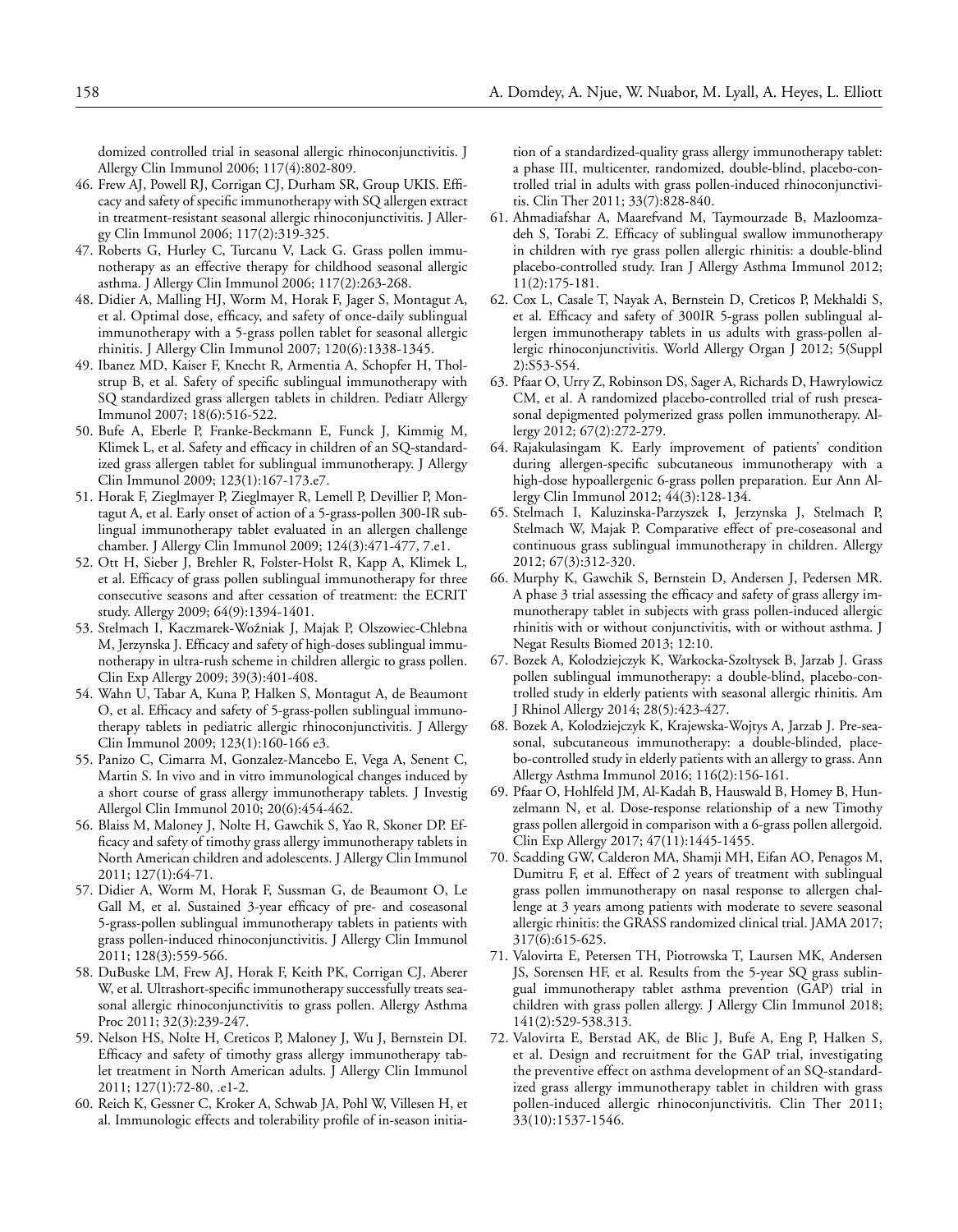domized controlled trial in seasonal allergic rhinoconjunctivitis. J Allergy Clin Immunol 2006; 117(4):802-809.

46. Frew AJ, Powell RJ, Corrigan CJ, Durham SR, Group UKIS. Efficacy and safety of specific immunotherapy with SQ allergen extract in treatment-resistant seasonal allergic rhinoconjunctivitis. J Allergy Clin Immunol 2006; 117(2):319-325.
47. Roberts G, Hurley C, Turcanu V, Lack G. Grass pollen immunotherapy as an effective therapy for childhood seasonal allergic asthma. J Allergy Clin Immunol 2006; 117(2):263-268.
48. Didier A, Malling HJ, Worm M, Horak F, Jager S, Montagut A, et al. Optimal dose, efficacy, and safety of once-daily sublingual immunotherapy with a 5-grass pollen tablet for seasonal allergic rhinitis. J Allergy Clin Immunol 2007; 120(6):1338-1345.
49. Ibanez MD, Kaiser F, Knecht R, Armentia A, Schopfer H, Tholstrup B, et al. Safety of specific sublingual immunotherapy with SQ standardized grass allergen tablets in children. Pediatr Allergy Immunol 2007; 18(6):516-522.
50. Bufe A, Eberle P, Franke-Beckmann E, Funck J, Kimmig M, Klimek L, et al. Safety and efficacy in children of an SQ-standardized grass allergen tablet for sublingual immunotherapy. J Allergy Clin Immunol 2009; 123(1):167-173.e7.
51. Horak F, Zieglmayer P, Zieglmayer R, Lemell P, Devillier P, Montagut A, et al. Early onset of action of a 5-grass-pollen 300-IR sublingual immunotherapy tablet evaluated in an allergen challenge chamber. J Allergy Clin Immunol 2009; 124(3):471-477, 7.e1.
52. Ott H, Sieber J, Brehler R, Folster-Holst R, Kapp A, Klimek L, et al. Efficacy of grass pollen sublingual immunotherapy for three consecutive seasons and after cessation of treatment: the ECRIT study. Allergy 2009; 64(9):1394-1401.
53. Stelmach I, Kaczmarek-Woźniak J, Majak P, Olszowiec-Chlebna M, Jerzynska J. Efficacy and safety of high-doses sublingual immunotherapy in ultra-rush scheme in children allergic to grass pollen. Clin Exp Allergy 2009; 39(3):401-408.
54. Wahn U, Tabar A, Kuna P, Halken S, Montagut A, de Beaumont O, et al. Efficacy and safety of 5-grass-pollen sublingual immunotherapy tablets in pediatric allergic rhinoconjunctivitis. J Allergy Clin Immunol 2009; 123(1):160-166 e3.
55. Panizo C, Cimarra M, Gonzalez-Mancebo E, Vega A, Senent C, Martin S. In vivo and in vitro immunological changes induced by a short course of grass allergy immunotherapy tablets. J Investig Allergol Clin Immunol 2010; 20(6):454-462.
56. Blaiss M, Maloney J, Nolte H, Gawchik S, Yao R, Skoner DP. Efficacy and safety of timothy grass allergy immunotherapy tablets in North American children and adolescents. J Allergy Clin Immunol 2011; 127(1):64-71.
57. Didier A, Worm M, Horak F, Sussman G, de Beaumont O, Le Gall M, et al. Sustained 3-year efficacy of pre- and coseasonal 5-grass-pollen sublingual immunotherapy tablets in patients with grass pollen-induced rhinoconjunctivitis. J Allergy Clin Immunol 2011; 128(3):559-566.
58. DuBuske LM, Frew AJ, Horak F, Keith PK, Corrigan CJ, Aberer W, et al. Ultrashort-specific immunotherapy successfully treats seasonal allergic rhinoconjunctivitis to grass pollen. Allergy Asthma Proc 2011; 32(3):239-247.
59. Nelson HS, Nolte H, Creticos P, Maloney J, Wu J, Bernstein DI. Efficacy and safety of timothy grass allergy immunotherapy tablet treatment in North American adults. J Allergy Clin Immunol 2011; 127(1):72-80, .e1-2.
60. Reich K, Gessner C, Kroker A, Schwab JA, Pohl W, Villesen H, et al. Immunologic effects and tolerability profile of in-season initiation of a standardized-quality grass allergy immunotherapy tablet: a phase III, multicenter, randomized, double-blind, placebo-controlled trial in adults with grass pollen-induced rhinoconjunctivitis. Clin Ther 2011; 33(7):828-840.
61. Ahmadiafshar A, Maarefvand M, Taymourzade B, Mazloomzadeh S, Torabi Z. Efficacy of sublingual swallow immunotherapy in children with rye grass pollen allergic rhinitis: a double-blind placebo-controlled study. Iran J Allergy Asthma Immunol 2012; 11(2):175-181.
62. Cox L, Casale T, Nayak A, Bernstein D, Creticos P, Mekhaldi S, et al. Efficacy and safety of 300IR 5-grass pollen sublingual allergen immunotherapy tablets in us adults with grass-pollen allergic rhinoconjunctivitis. World Allergy Organ J 2012; 5(Suppl 2):S53-S54.
63. Pfaar O, Urry Z, Robinson DS, Sager A, Richards D, Hawrylowicz CM, et al. A randomized placebo-controlled trial of rush preseasonal depigmented polymerized grass pollen immunotherapy. Allergy 2012; 67(2):272-279.
64. Rajakulasingam K. Early improvement of patients' condition during allergen-specific subcutaneous immunotherapy with a high-dose hypoallergenic 6-grass pollen preparation. Eur Ann Allergy Clin Immunol 2012; 44(3):128-134.
65. Stelmach I, Kaluzinska-Parzyszek I, Jerzynska J, Stelmach P, Stelmach W, Majak P. Comparative effect of pre-coseasonal and continuous grass sublingual immunotherapy in children. Allergy 2012; 67(3):312-320.
66. Murphy K, Gawchik S, Bernstein D, Andersen J, Pedersen MR. A phase 3 trial assessing the efficacy and safety of grass allergy immunotherapy tablet in subjects with grass pollen-induced allergic rhinitis with or without conjunctivitis, with or without asthma. J Negat Results Biomed 2013; 12:10.
67. Bozek A, Kolodziejczyk K, Warkocka-Szoltysek B, Jarzab J. Grass pollen sublingual immunotherapy: a double-blind, placebo-controlled study in elderly patients with seasonal allergic rhinitis. Am J Rhinol Allergy 2014; 28(5):423-427.
68. Bozek A, Kolodziejczyk K, Krajewska-Wojtys A, Jarzab J. Pre-seasonal, subcutaneous immunotherapy: a double-blinded, placebo-controlled study in elderly patients with an allergy to grass. Ann Allergy Asthma Immunol 2016; 116(2):156-161.
69. Pfaar O, Hohlfeld JM, Al-Kadah B, Hauswald B, Homey B, Hunzelmann N, et al. Dose-response relationship of a new Timothy grass pollen allergoid in comparison with a 6-grass pollen allergoid. Clin Exp Allergy 2017; 47(11):1445-1455.
70. Scadding GW, Calderon MA, Shamji MH, Eifan AO, Penagos M, Dumitru F, et al. Effect of 2 years of treatment with sublingual grass pollen immunotherapy on nasal response to allergen challenge at 3 years among patients with moderate to severe seasonal allergic rhinitis: the GRASS randomized clinical trial. JAMA 2017; 317(6):615-625.
71. Valovirta E, Petersen TH, Piotrowska T, Laursen MK, Andersen JS, Sorensen HF, et al. Results from the 5-year SQ grass sublingual immunotherapy tablet asthma prevention (GAP) trial in children with grass pollen allergy. J Allergy Clin Immunol 2018; 141(2):529-538.313.
72. Valovirta E, Berstad AK, de Blic J, Bufe A, Eng P, Halken S, et al. Design and recruitment for the GAP trial, investigating the preventive effect on asthma development of an SQ-standardized grass allergy immunotherapy tablet in children with grass pollen-induced allergic rhinoconjunctivitis. Clin Ther 2011; 33(10):1537-1546.